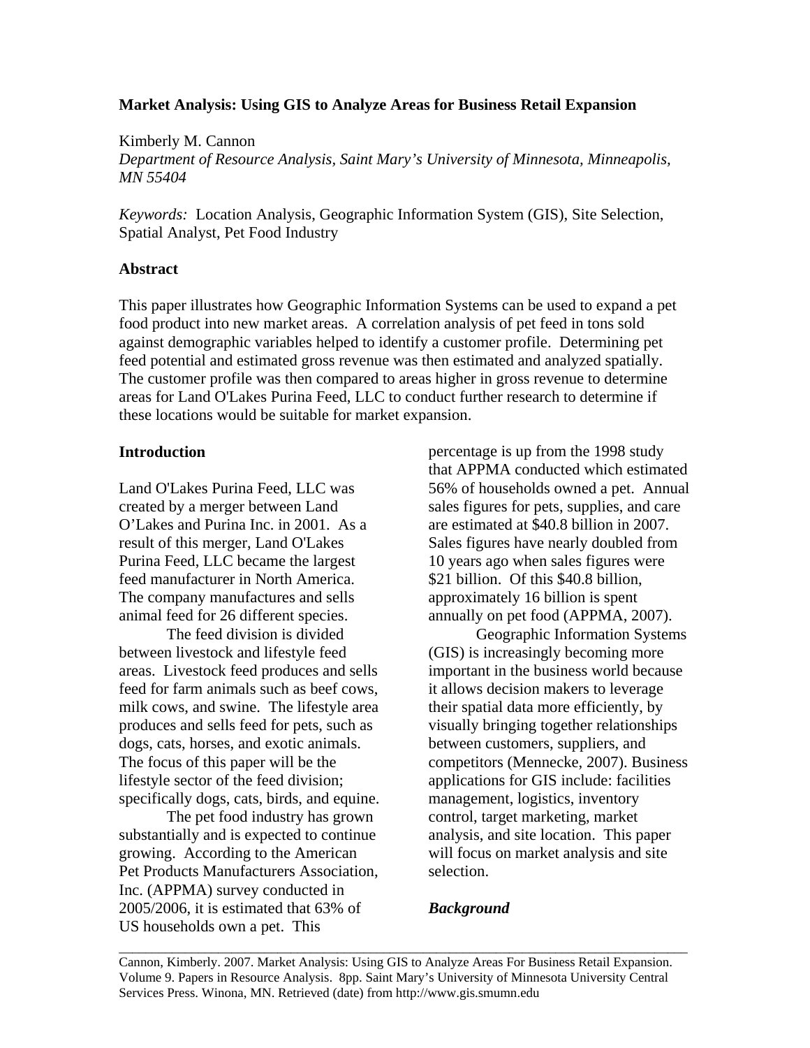# Market Analysis: Using GIS to Analyze Areas for Business Retail Expansion

Kimberly M. Cannon

*Department of Resource Analysis, Saint Mary's University of Minnesota, Minneapolis, MN 55404*

*Keywords:* Location Analysis, Geographic Information System (GIS), Site Selection, Spatial Analyst, Pet Food Industry

## Abstract

This paper illustrates how Geographic Information Systems can be used to expand a pet food product into new market areas. A correlation analysis of pet feed in tons sold against demographic variables helped to identify a customer profile. Determining pet feed potential and estimated gross revenue was then estimated and analyzed spatially. The customer profile was then compared to areas higher in gross revenue to determine areas for Land O'Lakes Purina Feed, LLC to conduct further research to determine if these locations would be suitable for market expansion.

## Introduction

Land O'Lakes Purina Feed, LLC was created by a merger between Land O'Lakes and Purina Inc. in 2001. As a result of this merger, Land O'Lakes Purina Feed, LLC became the largest feed manufacturer in North America. The company manufactures and sells animal feed for 26 different species.

The feed division is divided between livestock and lifestyle feed areas. Livestock feed produces and sells feed for farm animals such as beef cows, milk cows, and swine. The lifestyle area produces and sells feed for pets, such as dogs, cats, horses, and exotic animals. The focus of this paper will be the lifestyle sector of the feed division; specifically dogs, cats, birds, and equine.

The pet food industry has grown substantially and is expected to continue growing. According to the American Pet Products Manufacturers Association, Inc. (APPMA) survey conducted in 2005/2006, it is estimated that 63% of US households own a pet. This percentage is up from the 1998 study that APPMA conducted which estimated 56% of households owned a pet. Annual sales figures for pets, supplies, and care are estimated at $40.8 billion in 2007. Sales figures have nearly doubled from 10 years ago when sales figures were $21 billion. Of this $40.8 billion, approximately 16 billion is spent annually on pet food (APPMA, 2007).

Geographic Information Systems (GIS) is increasingly becoming more important in the business world because it allows decision makers to leverage their spatial data more efficiently, by visually bringing together relationships between customers, suppliers, and competitors (Mennecke, 2007). Business applications for GIS include: facilities management, logistics, inventory control, target marketing, market analysis, and site location. This paper will focus on market analysis and site selection.

### *Background*

Cannon, Kimberly. 2007. Market Analysis: Using GIS to Analyze Areas For Business Retail Expansion. Volume 9. Papers in Resource Analysis. 8pp. Saint Mary's University of Minnesota University Central Services Press. Winona, MN. Retrieved (date) from http://www.gis.smumn.edu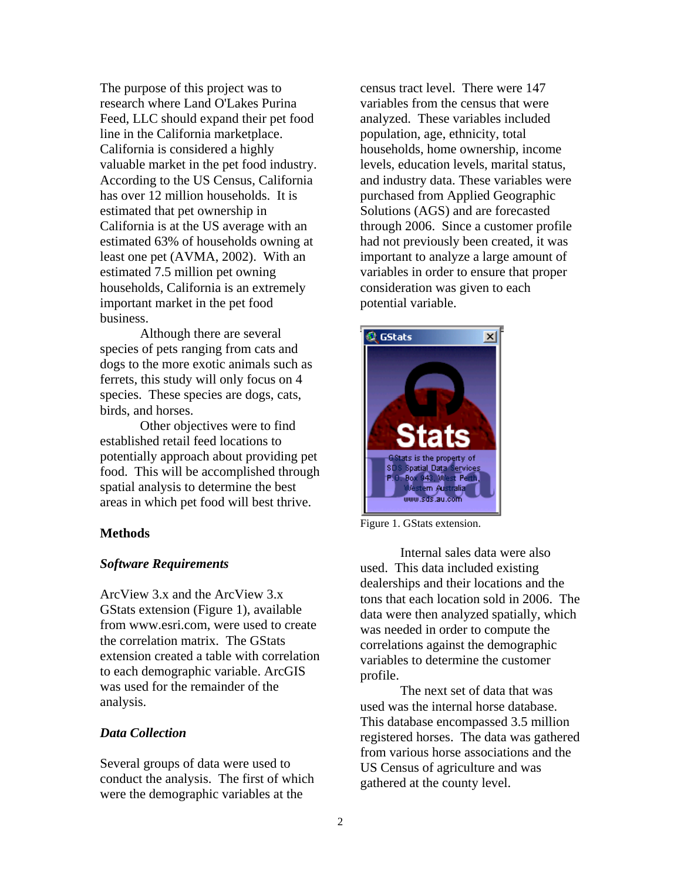The purpose of this project was to research where Land O'Lakes Purina Feed, LLC should expand their pet food line in the California marketplace. California is considered a highly valuable market in the pet food industry. According to the US Census, California has over 12 million households. It is estimated that pet ownership in California is at the US average with an estimated 63% of households owning at least one pet (AVMA, 2002). With an estimated 7.5 million pet owning households, California is an extremely important market in the pet food business.

Although there are several species of pets ranging from cats and dogs to the more exotic animals such as ferrets, this study will only focus on 4 species. These species are dogs, cats, birds, and horses.

Other objectives were to find established retail feed locations to potentially approach about providing pet food. This will be accomplished through spatial analysis to determine the best areas in which pet food will best thrive.

### Methods

#### *Software Requirements*

ArcView 3.x and the ArcView 3.x GStats extension (Figure 1), available from www.esri.com, were used to create the correlation matrix. The GStats extension created a table with correlation to each demographic variable. ArcGIS was used for the remainder of the analysis.

#### *Data Collection*

Several groups of data were used to conduct the analysis. The first of which were the demographic variables at the census tract level. There were 147 variables from the census that were analyzed. These variables included population, age, ethnicity, total households, home ownership, income levels, education levels, marital status, and industry data. These variables were purchased from Applied Geographic Solutions (AGS) and are forecasted through 2006. Since a customer profile had not previously been created, it was important to analyze a large amount of variables in order to ensure that proper consideration was given to each potential variable.

Figure 1. GStats extension.

Internal sales data were also used. This data included existing dealerships and their locations and the tons that each location sold in 2006. The data were then analyzed spatially, which was needed in order to compute the correlations against the demographic variables to determine the customer profile.

The next set of data that was used was the internal horse database. This database encompassed 3.5 million registered horses. The data was gathered from various horse associations and the US Census of agriculture and was gathered at the county level.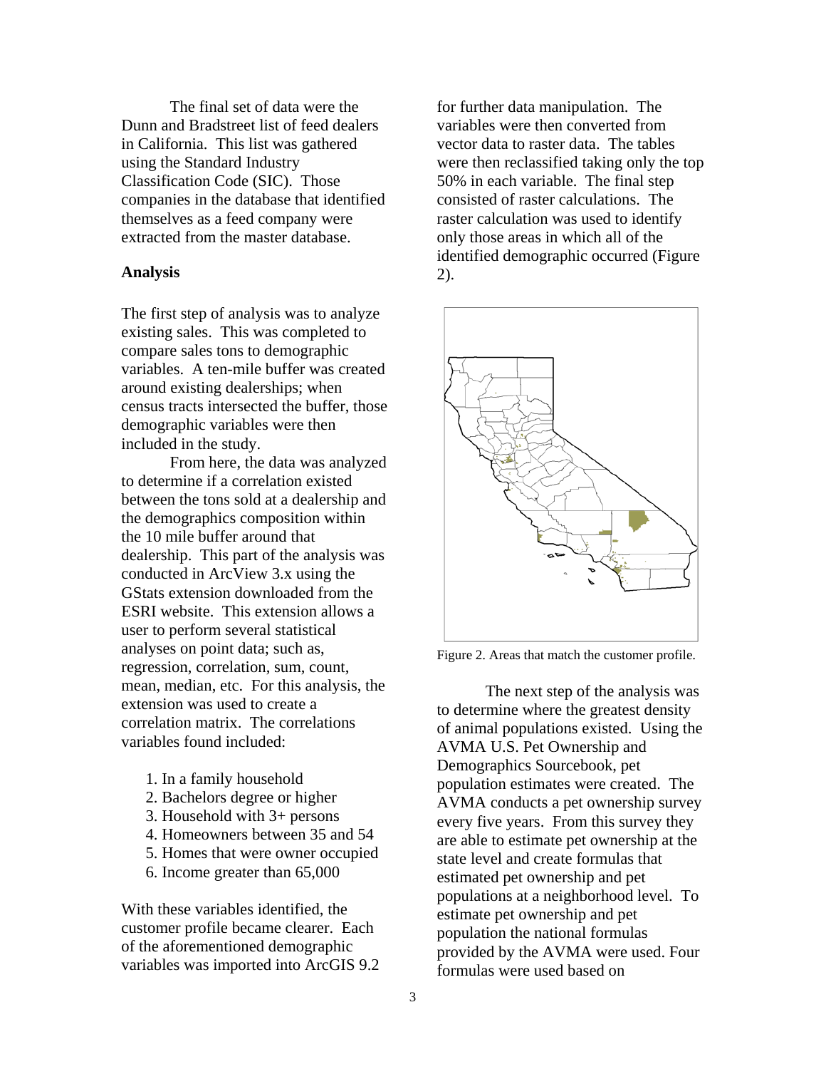The final set of data were the Dunn and Bradstreet list of feed dealers in California. This list was gathered using the Standard Industry Classification Code (SIC). Those companies in the database that identified themselves as a feed company were extracted from the master database.

### Analysis

The first step of analysis was to analyze existing sales. This was completed to compare sales tons to demographic variables. A ten-mile buffer was created around existing dealerships; when census tracts intersected the buffer, those demographic variables were then included in the study.

From here, the data was analyzed to determine if a correlation existed between the tons sold at a dealership and the demographics composition within the 10 mile buffer around that dealership. This part of the analysis was conducted in ArcView 3.x using the GStats extension downloaded from the ESRI website. This extension allows a user to perform several statistical analyses on point data; such as, regression, correlation, sum, count, mean, median, etc. For this analysis, the extension was used to create a correlation matrix. The correlations variables found included:

1. In a family household
2. Bachelors degree or higher
3. Household with 3+ persons
4. Homeowners between 35 and 54
5. Homes that were owner occupied
6. Income greater than 65,000

With these variables identified, the customer profile became clearer. Each of the aforementioned demographic variables was imported into ArcGIS 9.2 for further data manipulation. The variables were then converted from vector data to raster data. The tables were then reclassified taking only the top 50% in each variable. The final step consisted of raster calculations. The raster calculation was used to identify only those areas in which all of the identified demographic occurred (Figure 2).

Figure 2. Areas that match the customer profile.

The next step of the analysis was to determine where the greatest density of animal populations existed. Using the AVMA U.S. Pet Ownership and Demographics Sourcebook, pet population estimates were created. The AVMA conducts a pet ownership survey every five years. From this survey they are able to estimate pet ownership at the state level and create formulas that estimated pet ownership and pet populations at a neighborhood level. To estimate pet ownership and pet population the national formulas provided by the AVMA were used. Four formulas were used based on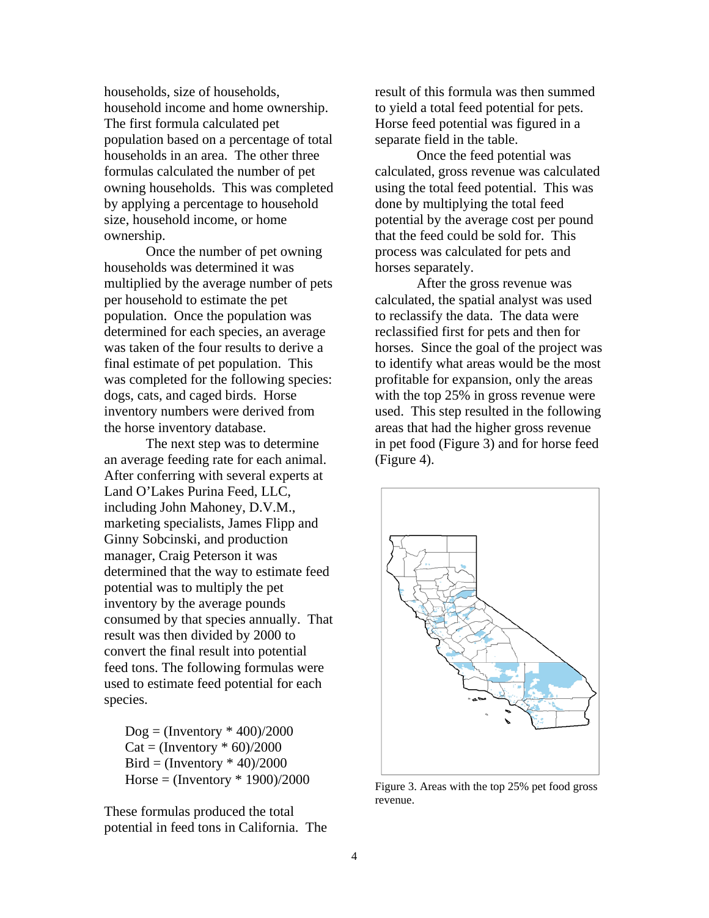households, size of households, household income and home ownership. The first formula calculated pet population based on a percentage of total households in an area. The other three formulas calculated the number of pet owning households. This was completed by applying a percentage to household size, household income, or home ownership.

Once the number of pet owning households was determined it was multiplied by the average number of pets per household to estimate the pet population. Once the population was determined for each species, an average was taken of the four results to derive a final estimate of pet population. This was completed for the following species: dogs, cats, and caged birds. Horse inventory numbers were derived from the horse inventory database.

The next step was to determine an average feeding rate for each animal. After conferring with several experts at Land O'Lakes Purina Feed, LLC, including John Mahoney, D.V.M., marketing specialists, James Flipp and Ginny Sobcinski, and production manager, Craig Peterson it was determined that the way to estimate feed potential was to multiply the pet inventory by the average pounds consumed by that species annually. That result was then divided by 2000 to convert the final result into potential feed tons. The following formulas were used to estimate feed potential for each species.

Dog = (Inventory * 400)/2000
Cat = (Inventory * 60)/2000
Bird = (Inventory * 40)/2000
Horse = (Inventory * 1900)/2000

These formulas produced the total potential in feed tons in California. The result of this formula was then summed to yield a total feed potential for pets. Horse feed potential was figured in a separate field in the table.

Once the feed potential was calculated, gross revenue was calculated using the total feed potential. This was done by multiplying the total feed potential by the average cost per pound that the feed could be sold for. This process was calculated for pets and horses separately.

After the gross revenue was calculated, the spatial analyst was used to reclassify the data. The data were reclassified first for pets and then for horses. Since the goal of the project was to identify what areas would be the most profitable for expansion, only the areas with the top 25% in gross revenue were used. This step resulted in the following areas that had the higher gross revenue in pet food (Figure 3) and for horse feed (Figure 4).

Figure 3. Areas with the top 25% pet food gross revenue.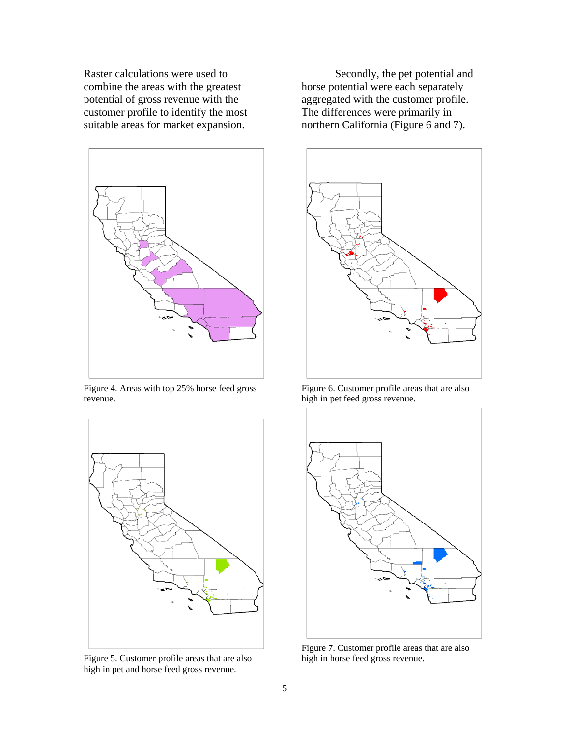Raster calculations were used to combine the areas with the greatest potential of gross revenue with the customer profile to identify the most suitable areas for market expansion.

Figure 4. Areas with top 25% horse feed gross revenue.

Figure 5. Customer profile areas that are also high in pet and horse feed gross revenue.

Secondly, the pet potential and horse potential were each separately aggregated with the customer profile. The differences were primarily in northern California (Figure 6 and 7).

Figure 6. Customer profile areas that are also high in pet feed gross revenue.

Figure 7. Customer profile areas that are also high in horse feed gross revenue.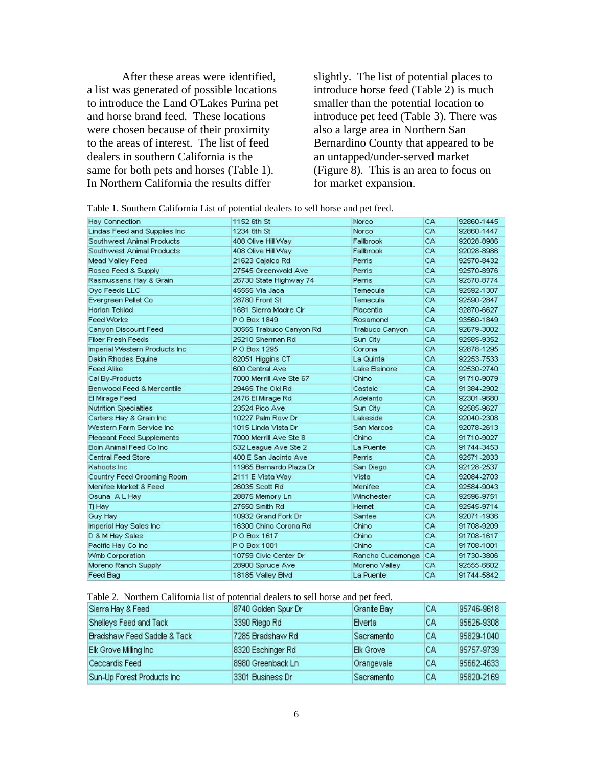After these areas were identified, a list was generated of possible locations to introduce the Land O'Lakes Purina pet and horse brand feed. These locations were chosen because of their proximity to the areas of interest. The list of feed dealers in southern California is the same for both pets and horses (Table 1). In Northern California the results differ slightly. The list of potential places to introduce horse feed (Table 2) is much smaller than the potential location to introduce pet feed (Table 3). There was also a large area in Northern San Bernardino County that appeared to be an untapped/under-served market (Figure 8). This is an area to focus on for market expansion.

Table 1. Southern California List of potential dealers to sell horse and pet feed.

| | | | | |
|---|---|---|---|---|
| Hay Connection | 1152 6th St | Norco | CA | 92860-1445 |
| Lindas Feed and Supplies Inc | 1234 6th St | Norco | CA | 92860-1447 |
| Southwest Animal Products | 408 Olive Hill Way | Fallbrook | CA | 92028-8986 |
| Southwest Animal Products | 408 Olive Hill Way | Fallbrook | CA | 92028-8986 |
| Mead Valley Feed | 21623 Cajalco Rd | Perris | CA | 92570-8432 |
| Roseo Feed & Supply | 27545 Greenwald Ave | Perris | CA | 92570-8976 |
| Rasmussens Hay & Grain | 26730 State Highway 74 | Perris | CA | 92570-8774 |
| Oyc Feeds LLC | 45555 Via Jaca | Temecula | CA | 92592-1307 |
| Evergreen Pellet Co | 28780 Front St | Temecula | CA | 92590-2847 |
| Harlan Teklad | 1681 Sierra Madre Cir | Placentia | CA | 92870-6627 |
| Feed Works | P O Box 1849 | Rosamond | CA | 93560-1849 |
| Canyon Discount Feed | 30555 Trabuco Canyon Rd | Trabuco Canyon | CA | 92679-3002 |
| Fiber Fresh Feeds | 25210 Sherman Rd | Sun City | CA | 92585-9352 |
| Imperial Western Products Inc | P O Box 1295 | Corona | CA | 92878-1295 |
| Dakin Rhodes Equine | 82051 Higgins CT | La Quinta | CA | 92253-7533 |
| Feed Alike | 600 Central Ave | Lake Elsinore | CA | 92530-2740 |
| Cal By-Products | 7000 Merrill Ave Ste 67 | Chino | CA | 91710-9079 |
| Benwood Feed & Mercantile | 29465 The Old Rd | Castaic | CA | 91384-2902 |
| El Mirage Feed | 2476 El Mirage Rd | Adelanto | CA | 92301-9680 |
| Nutrition Specialties | 23524 Pico Ave | Sun City | CA | 92585-9627 |
| Carters Hay & Grain Inc | 10227 Palm Row Dr | Lakeside | CA | 92040-2308 |
| Western Farm Service Inc | 1015 Linda Vista Dr | San Marcos | CA | 92078-2613 |
| Pleasant Feed Supplements | 7000 Merrill Ave Ste 8 | Chino | CA | 91710-9027 |
| Boin Animal Feed Co Inc | 532 League Ave Ste 2 | La Puente | CA | 91744-3453 |
| Central Feed Store | 400 E San Jacinto Ave | Perris | CA | 92571-2833 |
| Kahoots Inc | 11965 Bernardo Plaza Dr | San Diego | CA | 92128-2537 |
| Country Feed Grooming Room | 2111 E Vista Way | Vista | CA | 92084-2703 |
| Menifee Market & Feed | 26035 Scott Rd | Menifee | CA | 92584-9043 |
| Osuna A L Hay | 28875 Memory Ln | Winchester | CA | 92596-9751 |
| Tj Hay | 27550 Smith Rd | Hemet | CA | 92545-9714 |
| Guy Hay | 10932 Grand Fork Dr | Santee | CA | 92071-1936 |
| Imperial Hay Sales Inc | 16300 Chino Corona Rd | Chino | CA | 91708-9209 |
| D & M Hay Sales | P O Box 1617 | Chino | CA | 91708-1617 |
| Pacific Hay Co Inc | P O Box 1001 | Chino | CA | 91708-1001 |
| Wmb Corporation | 10759 Civic Center Dr | Rancho Cucamonga | CA | 91730-3806 |
| Moreno Ranch Supply | 28900 Spruce Ave | Moreno Valley | CA | 92555-6602 |
| Feed Bag | 18185 Valley Blvd | La Puente | CA | 91744-5842 |

Table 2. Northern California list of potential dealers to sell horse and pet feed.

| | | | | |
|---|---|---|---|---|
| Sierra Hay & Feed | 8740 Golden Spur Dr | Granite Bay | CA | 95746-9618 |
| Shelleys Feed and Tack | 3390 Riego Rd | Elverta | CA | 95626-9308 |
| Bradshaw Feed Saddle & Tack | 7285 Bradshaw Rd | Sacramento | CA | 95829-1040 |
| Elk Grove Milling Inc | 8320 Eschinger Rd | Elk Grove | CA | 95757-9739 |
| Ceccardis Feed | 8980 Greenback Ln | Orangevale | CA | 95662-4633 |
| Sun-Up Forest Products Inc | 3301 Business Dr | Sacramento | CA | 95820-2169 |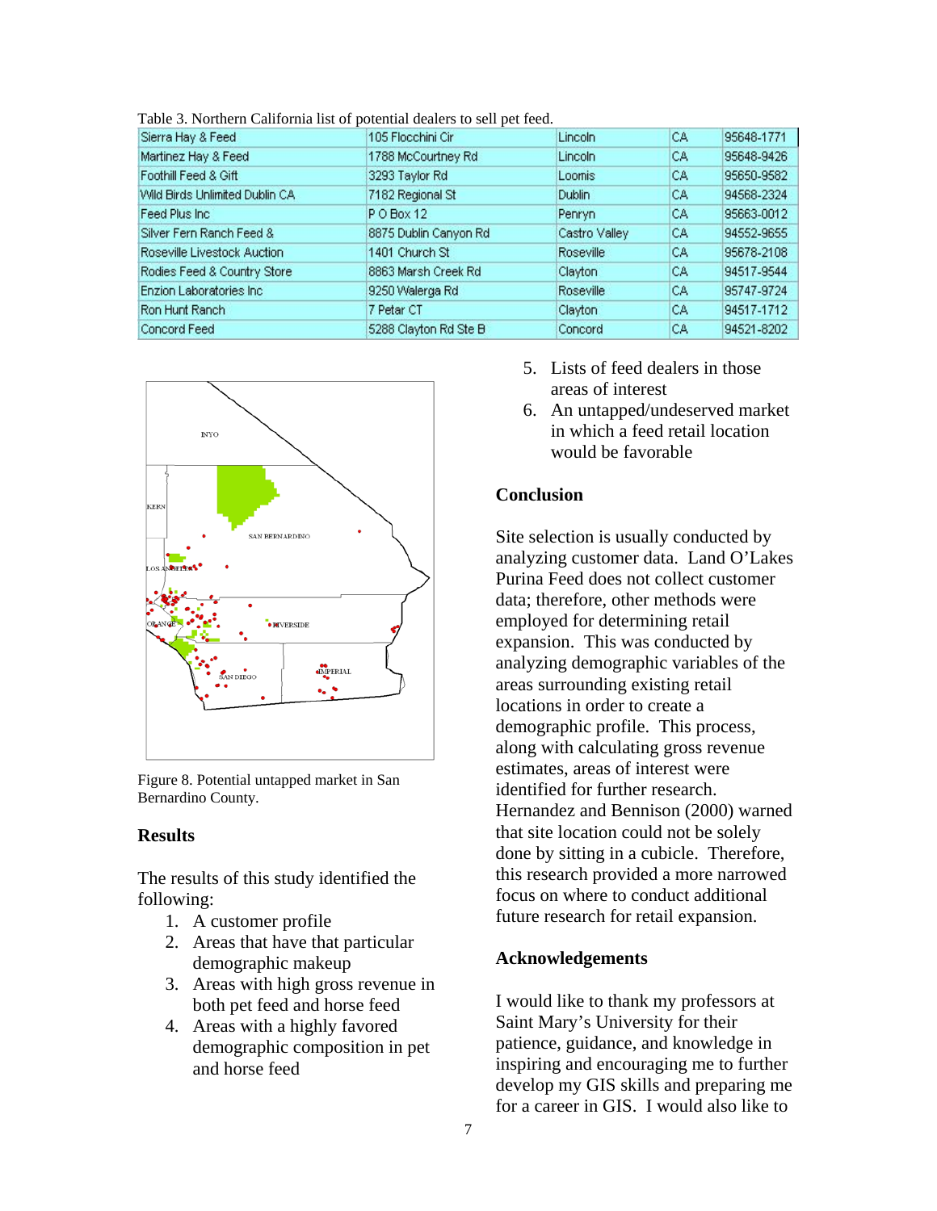Table 3. Northern California list of potential dealers to sell pet feed.

| | | | | |
|---|---|---|---|---|
| Sierra Hay & Feed | 105 Flocchini Cir | Lincoln | CA | 95648-1771 |
| Martinez Hay & Feed | 1788 McCourtney Rd | Lincoln | CA | 95648-9426 |
| Foothill Feed & Gift | 3293 Taylor Rd | Loomis | CA | 95650-9582 |
| Wild Birds Unlimited Dublin CA | 7182 Regional St | Dublin | CA | 94568-2324 |
| Feed Plus Inc | P O Box 12 | Penryn | CA | 95663-0012 |
| Silver Fern Ranch Feed & | 8875 Dublin Canyon Rd | Castro Valley | CA | 94552-9655 |
| Roseville Livestock Auction | 1401 Church St | Roseville | CA | 95678-2108 |
| Rodies Feed & Country Store | 8863 Marsh Creek Rd | Clayton | CA | 94517-9544 |
| Enzion Laboratories Inc | 9250 Walerga Rd | Roseville | CA | 95747-9724 |
| Ron Hunt Ranch | 7 Petar CT | Clayton | CA | 94517-1712 |
| Concord Feed | 5288 Clayton Rd Ste B | Concord | CA | 94521-8202 |

Figure 8. Potential untapped market in San Bernardino County.

## Results

The results of this study identified the following:

1. A customer profile
2. Areas that have that particular demographic makeup
3. Areas with high gross revenue in both pet feed and horse feed
4. Areas with a highly favored demographic composition in pet and horse feed
5. Lists of feed dealers in those areas of interest
6. An untapped/undeserved market in which a feed retail location would be favorable

## Conclusion

Site selection is usually conducted by analyzing customer data. Land O'Lakes Purina Feed does not collect customer data; therefore, other methods were employed for determining retail expansion. This was conducted by analyzing demographic variables of the areas surrounding existing retail locations in order to create a demographic profile. This process, along with calculating gross revenue estimates, areas of interest were identified for further research. Hernandez and Bennison (2000) warned that site location could not be solely done by sitting in a cubicle. Therefore, this research provided a more narrowed focus on where to conduct additional future research for retail expansion.

## Acknowledgements

I would like to thank my professors at Saint Mary's University for their patience, guidance, and knowledge in inspiring and encouraging me to further develop my GIS skills and preparing me for a career in GIS. I would also like to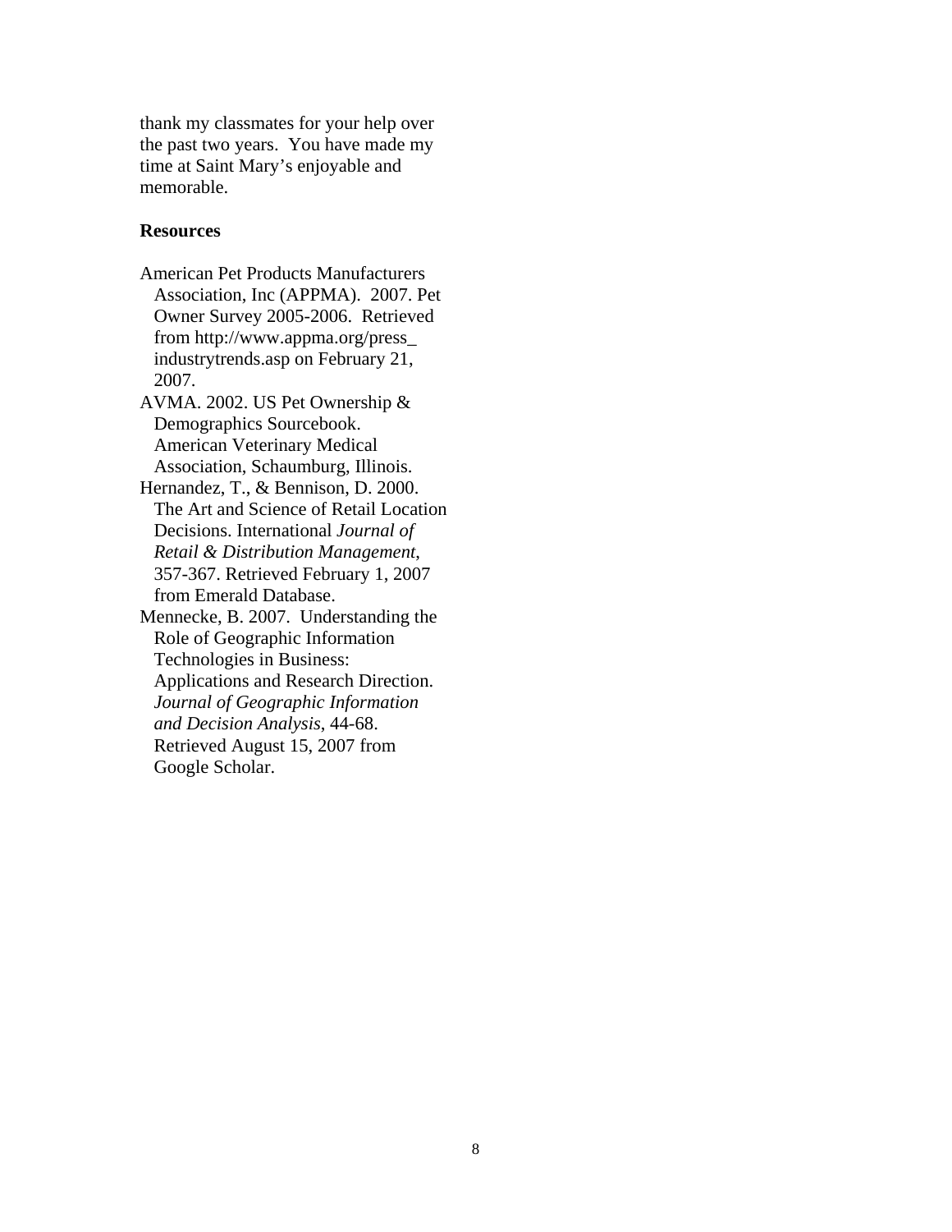thank my classmates for your help over the past two years. You have made my time at Saint Mary's enjoyable and memorable.

**Resources**

American Pet Products Manufacturers Association, Inc (APPMA). 2007. Pet Owner Survey 2005-2006. Retrieved from http://www.appma.org/press_industrytrends.asp on February 21, 2007.

AVMA. 2002. US Pet Ownership & Demographics Sourcebook. American Veterinary Medical Association, Schaumburg, Illinois.

Hernandez, T., & Bennison, D. 2000. The Art and Science of Retail Location Decisions. International *Journal of Retail & Distribution Management*, 357-367. Retrieved February 1, 2007 from Emerald Database.

Mennecke, B. 2007. Understanding the Role of Geographic Information Technologies in Business: Applications and Research Direction. *Journal of Geographic Information and Decision Analysis*, 44-68. Retrieved August 15, 2007 from Google Scholar.